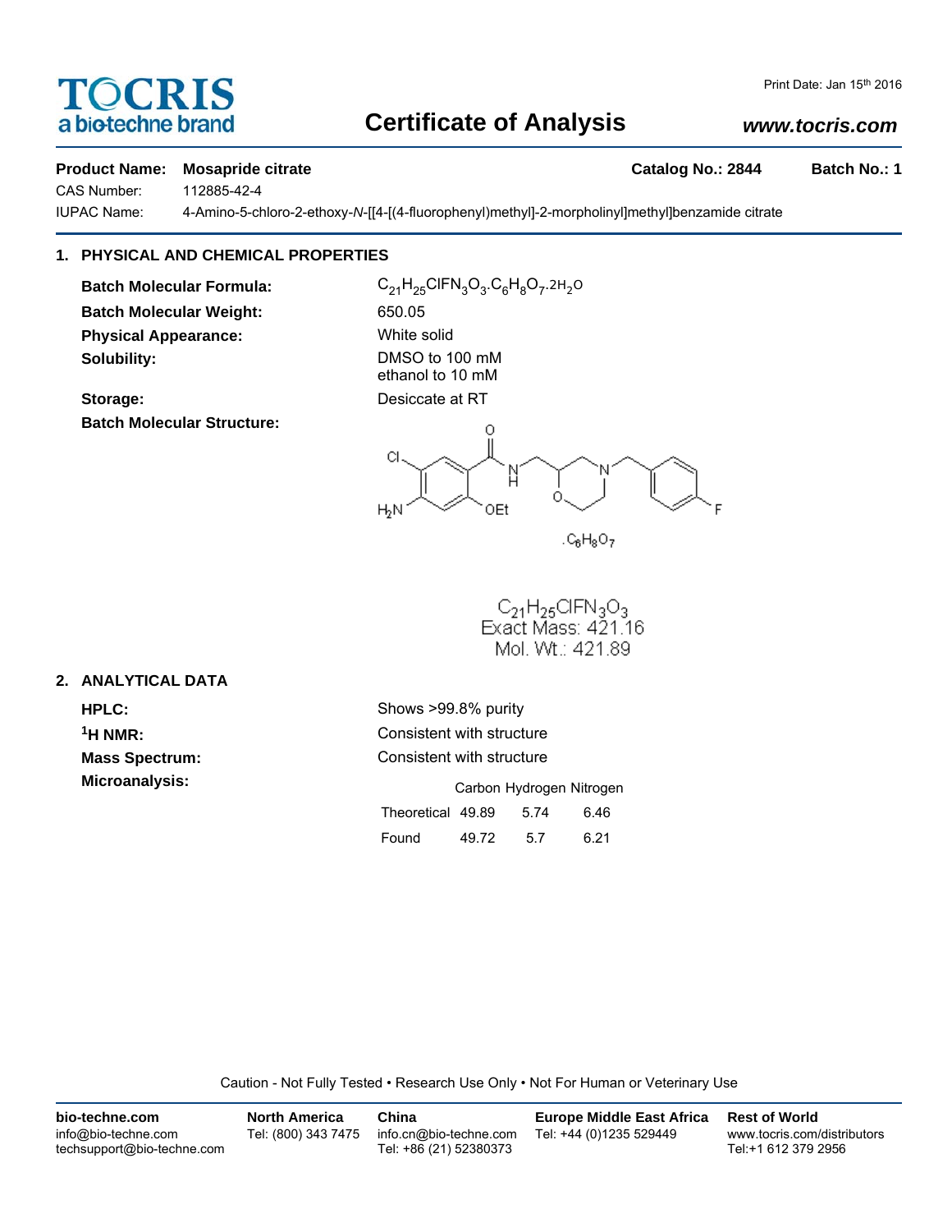# Certificate of Analysis

Print Date: Jan 15th 2016

www.tocris.com

**Product Name:** **Mosapride citrate** | **Catalog No.: 2844** | **Batch No.: 1**

CAS Number: 112885-42-4

IUPAC Name: 4-Amino-5-chloro-2-ethoxy-*N*-[[4-[(4-fluorophenyl)methyl]-2-morpholinyl]methyl]benzamide citrate

## 1. PHYSICAL AND CHEMICAL PROPERTIES

**Batch Molecular Formula:** $C_{21}H_{25}ClFN_3O_3.C_6H_8O_7.2H_2O$

**Batch Molecular Weight:** 650.05

**Physical Appearance:** White solid

**Solubility:** DMSO to 100 mM
ethanol to 10 mM

**Storage:** Desiccate at RT

**Batch Molecular Structure:**

$.C_6H_8O_7$

$C_{21}H_{25}ClFN_3O_3$
Exact Mass: 421.16
Mol. Wt.: 421.89

## 2. ANALYTICAL DATA

**HPLC:** Shows >99.8% purity

**$^1$H NMR:** Consistent with structure

**Mass Spectrum:** Consistent with structure

**Microanalysis:**

| | Carbon | Hydrogen | Nitrogen |
|---|---|---|---|
| Theoretical | 49.89 | 5.74 | 6.46 |
| Found | 49.72 | 5.7 | 6.21 |

Caution - Not Fully Tested • Research Use Only • Not For Human or Veterinary Use

**bio-techne.com**
info@bio-techne.com
techsupport@bio-techne.com

**North America**
Tel: (800) 343 7475

**China**
info.cn@bio-techne.com
Tel: +86 (21) 52380373

**Europe Middle East Africa**
Tel: +44 (0)1235 529449

**Rest of World**
www.tocris.com/distributors
Tel:+1 612 379 2956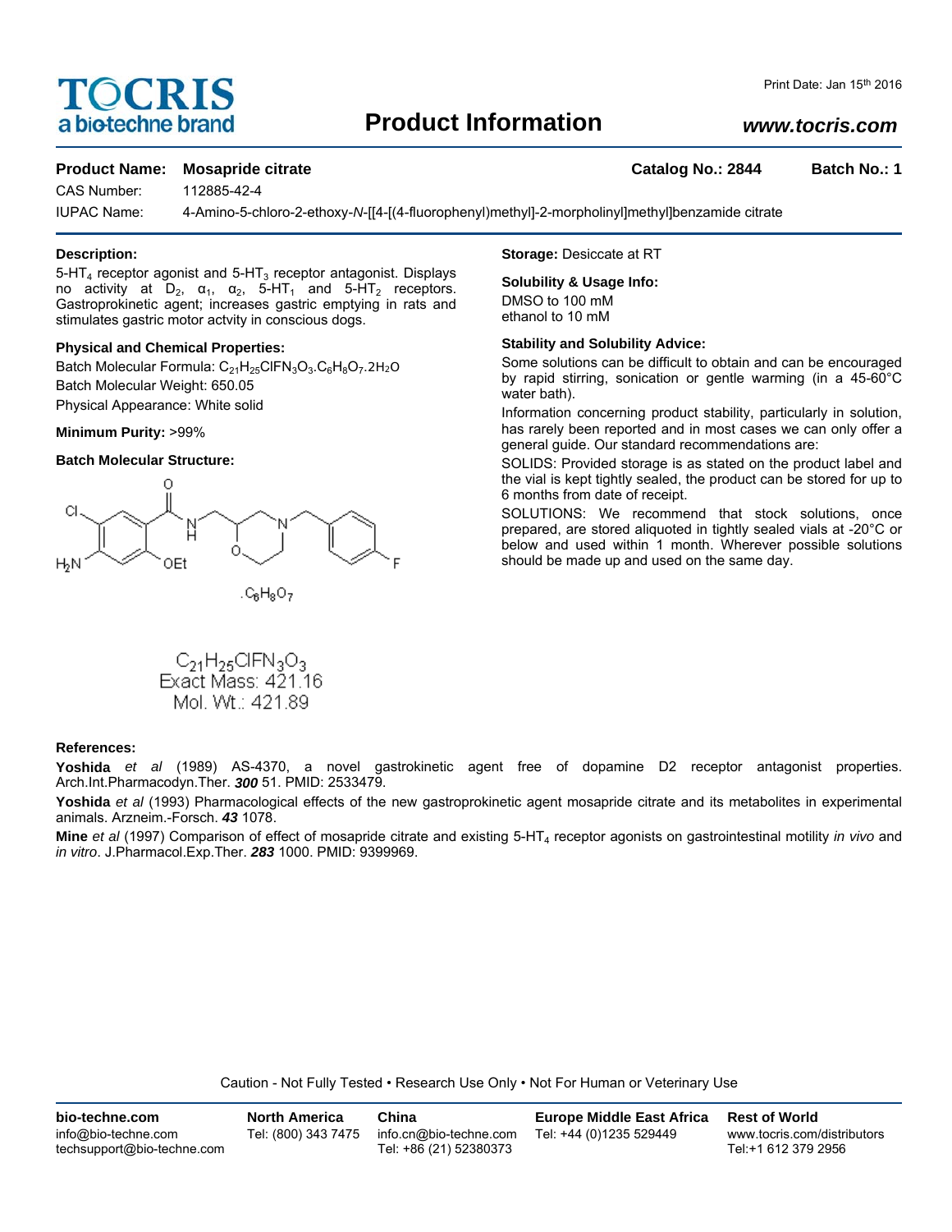# Product Information

Print Date: Jan 15th 2016

www.tocris.com

**Product Name:** **Mosapride citrate** **Catalog No.: 2844** **Batch No.: 1**

CAS Number: 112885-42-4

IUPAC Name: 4-Amino-5-chloro-2-ethoxy-*N*-[[4-[(4-fluorophenyl)methyl]-2-morpholinyl]methyl]benzamide citrate

**Description:**

5-$HT_4$ receptor agonist and 5-$HT_3$ receptor antagonist. Displays no activity at $D_2$, $\alpha_1$, $\alpha_2$, 5-$HT_1$ and 5-$HT_2$ receptors. Gastroprokinetic agent; increases gastric emptying in rats and stimulates gastric motor actvity in conscious dogs.

**Physical and Chemical Properties:**

Batch Molecular Formula: $C_{21}H_{25}ClFN_3O_3.C_6H_8O_7.2H_2O$

Batch Molecular Weight: 650.05

Physical Appearance: White solid

**Minimum Purity:** >99%

**Batch Molecular Structure:**

$.C_6H_8O_7$

$C_{21}H_{25}ClFN_3O_3$
Exact Mass: 421.16
Mol. Wt.: 421.89

**Storage:** Desiccate at RT

**Solubility & Usage Info:**

DMSO to 100 mM
ethanol to 10 mM

**Stability and Solubility Advice:**

Some solutions can be difficult to obtain and can be encouraged by rapid stirring, sonication or gentle warming (in a 45-60°C water bath).

Information concerning product stability, particularly in solution, has rarely been reported and in most cases we can only offer a general guide. Our standard recommendations are:

SOLIDS: Provided storage is as stated on the product label and the vial is kept tightly sealed, the product can be stored for up to 6 months from date of receipt.

SOLUTIONS: We recommend that stock solutions, once prepared, are stored aliquoted in tightly sealed vials at -20°C or below and used within 1 month. Wherever possible solutions should be made up and used on the same day.

**References:**

**Yoshida** *et al* (1989) AS-4370, a novel gastrokinetic agent free of dopamine D2 receptor antagonist properties. Arch.Int.Pharmacodyn.Ther. ***300*** 51. PMID: 2533479.

**Yoshida** *et al* (1993) Pharmacological effects of the new gastroprokinetic agent mosapride citrate and its metabolites in experimental animals. Arzneim.-Forsch. ***43*** 1078.

**Mine** *et al* (1997) Comparison of effect of mosapride citrate and existing 5-$HT_4$ receptor agonists on gastrointestinal motility *in vivo* and *in vitro*. J.Pharmacol.Exp.Ther. ***283*** 1000. PMID: 9399969.

Caution - Not Fully Tested • Research Use Only • Not For Human or Veterinary Use

**bio-techne.com**
info@bio-techne.com
techsupport@bio-techne.com

**North America**
Tel: (800) 343 7475

**China**
info.cn@bio-techne.com
Tel: +86 (21) 52380373

**Europe Middle East Africa**
Tel: +44 (0)1235 529449

**Rest of World**
www.tocris.com/distributors
Tel:+1 612 379 2956